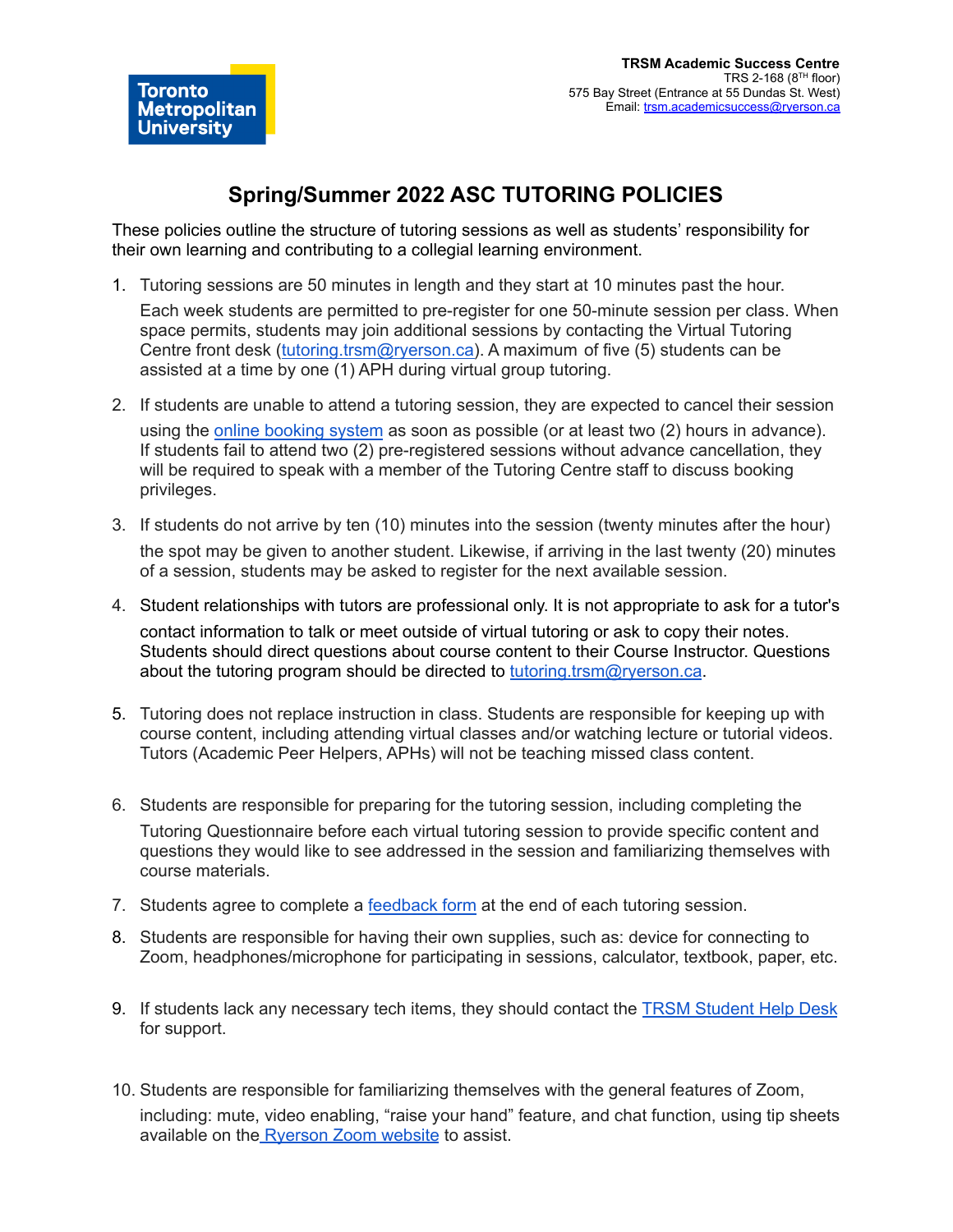Toronto Metropolitan University

**TRSM Academic Success Centre**
TRS 2-168 (8TH floor)
575 Bay Street (Entrance at 55 Dundas St. West)
Email: trsm.academicsuccess@ryerson.ca

# Spring/Summer 2022 ASC TUTORING POLICIES

These policies outline the structure of tutoring sessions as well as students' responsibility for their own learning and contributing to a collegial learning environment.

1. Tutoring sessions are 50 minutes in length and they start at 10 minutes past the hour. Each week students are permitted to pre-register for one 50-minute session per class. When space permits, students may join additional sessions by contacting the Virtual Tutoring Centre front desk (tutoring.trsm@ryerson.ca). A maximum of five (5) students can be assisted at a time by one (1) APH during virtual group tutoring.
2. If students are unable to attend a tutoring session, they are expected to cancel their session using the online booking system as soon as possible (or at least two (2) hours in advance). If students fail to attend two (2) pre-registered sessions without advance cancellation, they will be required to speak with a member of the Tutoring Centre staff to discuss booking privileges.
3. If students do not arrive by ten (10) minutes into the session (twenty minutes after the hour) the spot may be given to another student. Likewise, if arriving in the last twenty (20) minutes of a session, students may be asked to register for the next available session.
4. Student relationships with tutors are professional only. It is not appropriate to ask for a tutor's contact information to talk or meet outside of virtual tutoring or ask to copy their notes. Students should direct questions about course content to their Course Instructor. Questions about the tutoring program should be directed to tutoring.trsm@ryerson.ca.
5. Tutoring does not replace instruction in class. Students are responsible for keeping up with course content, including attending virtual classes and/or watching lecture or tutorial videos. Tutors (Academic Peer Helpers, APHs) will not be teaching missed class content.
6. Students are responsible for preparing for the tutoring session, including completing the Tutoring Questionnaire before each virtual tutoring session to provide specific content and questions they would like to see addressed in the session and familiarizing themselves with course materials.
7. Students agree to complete a feedback form at the end of each tutoring session.
8. Students are responsible for having their own supplies, such as: device for connecting to Zoom, headphones/microphone for participating in sessions, calculator, textbook, paper, etc.
9. If students lack any necessary tech items, they should contact the TRSM Student Help Desk for support.
10. Students are responsible for familiarizing themselves with the general features of Zoom, including: mute, video enabling, "raise your hand" feature, and chat function, using tip sheets available on the Ryerson Zoom website to assist.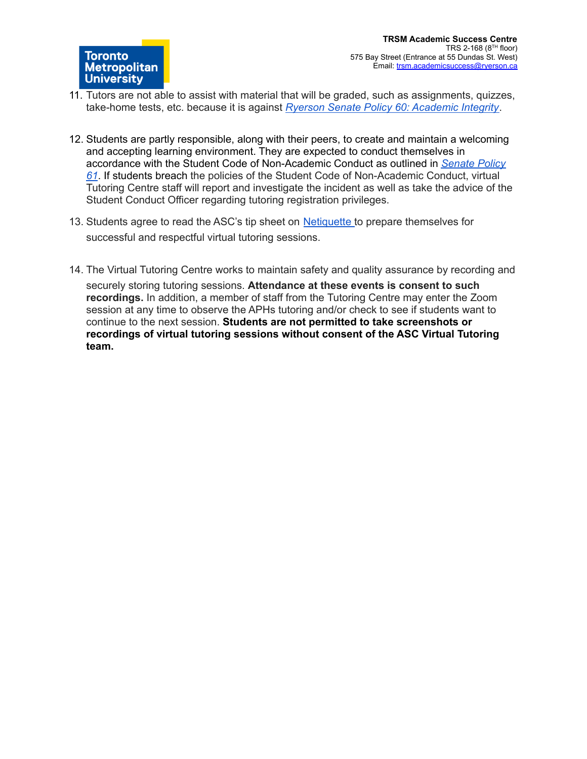11. Tutors are not able to assist with material that will be graded, such as assignments, quizzes, take-home tests, etc. because it is against *Ryerson Senate Policy 60: Academic Integrity*.

12. Students are partly responsible, along with their peers, to create and maintain a welcoming and accepting learning environment. They are expected to conduct themselves in accordance with the Student Code of Non-Academic Conduct as outlined in *Senate Policy 61*. If students breach the policies of the Student Code of Non-Academic Conduct, virtual Tutoring Centre staff will report and investigate the incident as well as take the advice of the Student Conduct Officer regarding tutoring registration privileges.

13. Students agree to read the ASC's tip sheet on Netiquette to prepare themselves for successful and respectful virtual tutoring sessions.

14. The Virtual Tutoring Centre works to maintain safety and quality assurance by recording and securely storing tutoring sessions. **Attendance at these events is consent to such recordings.** In addition, a member of staff from the Tutoring Centre may enter the Zoom session at any time to observe the APHs tutoring and/or check to see if students want to continue to the next session. **Students are not permitted to take screenshots or recordings of virtual tutoring sessions without consent of the ASC Virtual Tutoring team.**